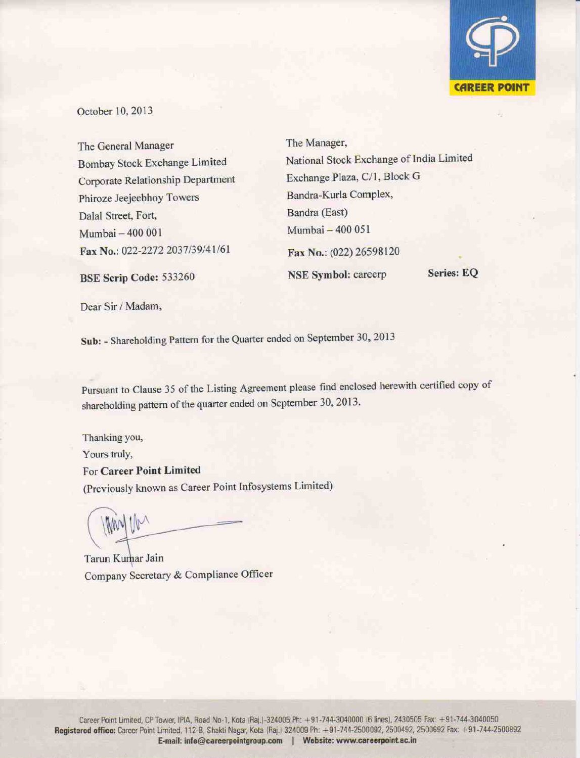CAREER POINT

October 10, 2013

The General Manager
Bombay Stock Exchange Limited
Corporate Relationship Department
Phiroze Jeejeebhoy Towers
Dalal Street, Fort,
Mumbai – 400 001
**Fax No.**: 022-2272 2037/39/41/61

**BSE Scrip Code:** 533260

The Manager,
National Stock Exchange of India Limited
Exchange Plaza, C/1, Block G
Bandra-Kurla Complex,
Bandra (East)
Mumbai – 400 051
**Fax No.**: (022) 26598120

**NSE Symbol:** careerp **Series: EQ**

Dear Sir / Madam,

**Sub:** - Shareholding Pattern for the Quarter ended on September 30, 2013

Pursuant to Clause 35 of the Listing Agreement please find enclosed herewith certified copy of shareholding pattern of the quarter ended on September 30, 2013.

Thanking you,
Yours truly,
For **Career Point Limited**
(Previously known as Career Point Infosystems Limited)

Tarun Kumar Jain
Company Secretary & Compliance Officer

Career Point Limited, CP Tower, IPIA, Road No-1, Kota (Raj.)-324005 Ph: +91-744-3040000 (6 lines), 2430505 Fax: +91-744-3040050
**Registered office:** Career Point Limited, 112-B, Shakti Nagar, Kota (Raj.) 324009 Ph: +91-744-2500092, 2500492, 2500692 Fax: +91-744-2500892
**E-mail: info@careerpointgroup.com | Website: www.careerpoint.ac.in**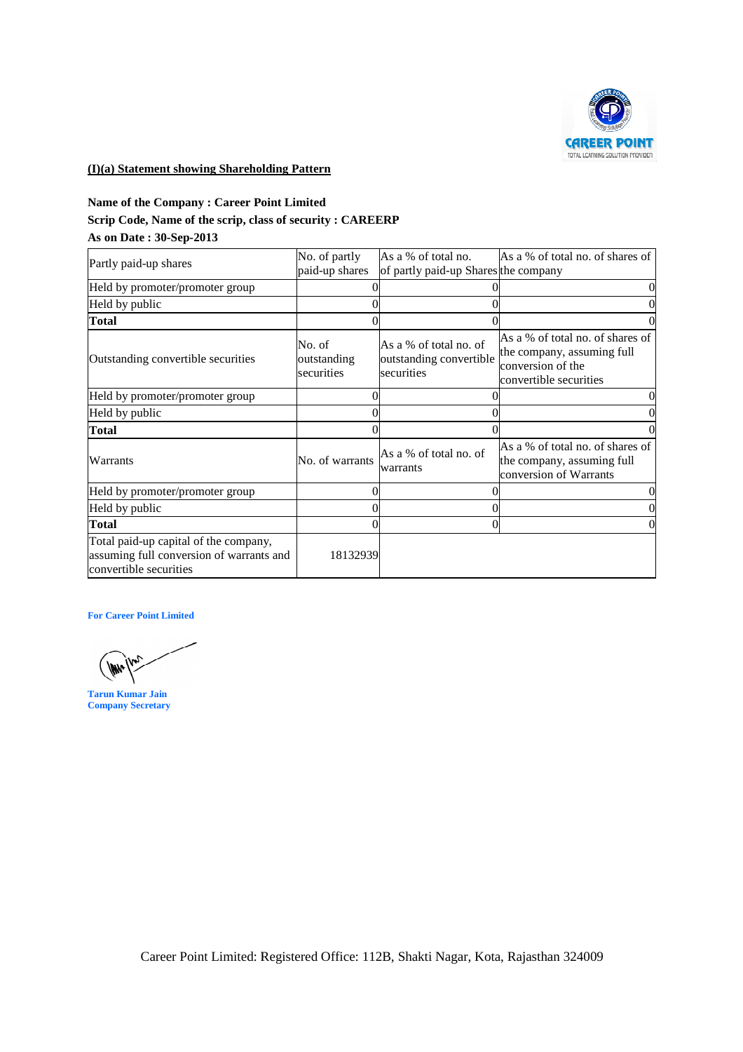**(I)(a) Statement showing Shareholding Pattern**

**Name of the Company : Career Point Limited**

**Scrip Code, Name of the scrip, class of security : CAREERP**

**As on Date : 30-Sep-2013**

| Partly paid-up shares | No. of partly paid-up shares | As a % of total no. of partly paid-up Shares | As a % of total no. of shares of the company |
|---|---|---|---|
| Held by promoter/promoter group | 0 | 0 | 0 |
| Held by public | 0 | 0 | 0 |
| **Total** | 0 | 0 | 0 |
| Outstanding convertible securities | No. of outstanding securities | As a % of total no. of outstanding convertible securities | As a % of total no. of shares of the company, assuming full conversion of the convertible securities |
| Held by promoter/promoter group | 0 | 0 | 0 |
| Held by public | 0 | 0 | 0 |
| **Total** | 0 | 0 | 0 |
| Warrants | No. of warrants | As a % of total no. of warrants | As a % of total no. of shares of the company, assuming full conversion of Warrants |
| Held by promoter/promoter group | 0 | 0 | 0 |
| Held by public | 0 | 0 | 0 |
| **Total** | 0 | 0 | 0 |
| Total paid-up capital of the company, assuming full conversion of warrants and convertible securities | 18132939 | | |

**For Career Point Limited**

**Tarun Kumar Jain**
**Company Secretary**

Career Point Limited: Registered Office: 112B, Shakti Nagar, Kota, Rajasthan 324009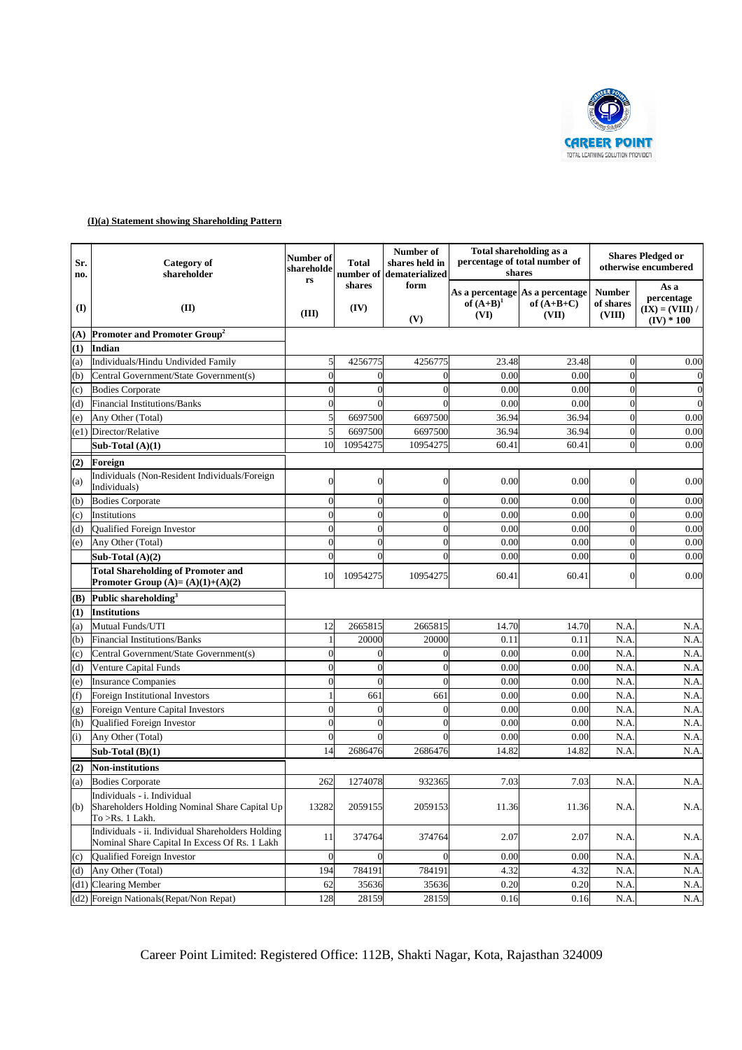**(I)(a) Statement showing Shareholding Pattern**

| Sr. no. | Category of shareholder | Number of shareholders | Total number of shares | Number of shares held in dematerialized form | Total shareholding as a percentage of total number of shares | | Shares Pledged or otherwise encumbered | |
|---|---|---|---|---|---|---|---|---|
| | | | | | As a percentage of (A+B)[1] | As a percentage of (A+B+C) | Number of shares | As a percentage |
| (I) | (II) | (III) | (IV) | (V) | (VI) | (VII) | (VIII) | (IX) = (VIII) / (IV) * 100 |
| (A) | Promoter and Promoter Group[2] | | | | | | | |
| (1) | Indian | | | | | | | |
| (a) | Individuals/Hindu Undivided Family | 5 | 4256775 | 4256775 | 23.48 | 23.48 | 0 | 0.00 |
| (b) | Central Government/State Government(s) | 0 | 0 | 0 | 0.00 | 0.00 | 0 | 0 |
| (c) | Bodies Corporate | 0 | 0 | 0 | 0.00 | 0.00 | 0 | 0 |
| (d) | Financial Institutions/Banks | 0 | 0 | 0 | 0.00 | 0.00 | 0 | 0 |
| (e) | Any Other (Total) | 5 | 6697500 | 6697500 | 36.94 | 36.94 | 0 | 0.00 |
| (e1) | Director/Relative | 5 | 6697500 | 6697500 | 36.94 | 36.94 | 0 | 0.00 |
| | Sub-Total (A)(1) | 10 | 10954275 | 10954275 | 60.41 | 60.41 | 0 | 0.00 |
| (2) | Foreign | | | | | | | |
| (a) | Individuals (Non-Resident Individuals/Foreign Individuals) | 0 | 0 | 0 | 0.00 | 0.00 | 0 | 0.00 |
| (b) | Bodies Corporate | 0 | 0 | 0 | 0.00 | 0.00 | 0 | 0.00 |
| (c) | Institutions | 0 | 0 | 0 | 0.00 | 0.00 | 0 | 0.00 |
| (d) | Qualified Foreign Investor | 0 | 0 | 0 | 0.00 | 0.00 | 0 | 0.00 |
| (e) | Any Other (Total) | 0 | 0 | 0 | 0.00 | 0.00 | 0 | 0.00 |
| | Sub-Total (A)(2) | 0 | 0 | 0 | 0.00 | 0.00 | 0 | 0.00 |
| | Total Shareholding of Promoter and Promoter Group (A)= (A)(1)+(A)(2) | 10 | 10954275 | 10954275 | 60.41 | 60.41 | 0 | 0.00 |
| (B) | Public shareholding[3] | | | | | | | |
| (1) | Institutions | | | | | | | |
| (a) | Mutual Funds/UTI | 12 | 2665815 | 2665815 | 14.70 | 14.70 | N.A. | N.A. |
| (b) | Financial Institutions/Banks | 1 | 20000 | 20000 | 0.11 | 0.11 | N.A. | N.A. |
| (c) | Central Government/State Government(s) | 0 | 0 | 0 | 0.00 | 0.00 | N.A. | N.A. |
| (d) | Venture Capital Funds | 0 | 0 | 0 | 0.00 | 0.00 | N.A. | N.A. |
| (e) | Insurance Companies | 0 | 0 | 0 | 0.00 | 0.00 | N.A. | N.A. |
| (f) | Foreign Institutional Investors | 1 | 661 | 661 | 0.00 | 0.00 | N.A. | N.A. |
| (g) | Foreign Venture Capital Investors | 0 | 0 | 0 | 0.00 | 0.00 | N.A. | N.A. |
| (h) | Qualified Foreign Investor | 0 | 0 | 0 | 0.00 | 0.00 | N.A. | N.A. |
| (i) | Any Other (Total) | 0 | 0 | 0 | 0.00 | 0.00 | N.A. | N.A. |
| | Sub-Total (B)(1) | 14 | 2686476 | 2686476 | 14.82 | 14.82 | N.A. | N.A. |
| (2) | Non-institutions | | | | | | | |
| (a) | Bodies Corporate | 262 | 1274078 | 932365 | 7.03 | 7.03 | N.A. | N.A. |
| (b) | Individuals - i. Individual Shareholders Holding Nominal Share Capital Up To >Rs. 1 Lakh. | 13282 | 2059155 | 2059153 | 11.36 | 11.36 | N.A. | N.A. |
| | Individuals - ii. Individual Shareholders Holding Nominal Share Capital In Excess Of Rs. 1 Lakh | 11 | 374764 | 374764 | 2.07 | 2.07 | N.A. | N.A. |
| (c) | Qualified Foreign Investor | 0 | 0 | 0 | 0.00 | 0.00 | N.A. | N.A. |
| (d) | Any Other (Total) | 194 | 784191 | 784191 | 4.32 | 4.32 | N.A. | N.A. |
| (d1) | Clearing Member | 62 | 35636 | 35636 | 0.20 | 0.20 | N.A. | N.A. |
| (d2) | Foreign Nationals(Repat/Non Repat) | 128 | 28159 | 28159 | 0.16 | 0.16 | N.A. | N.A. |

Career Point Limited: Registered Office: 112B, Shakti Nagar, Kota, Rajasthan 324009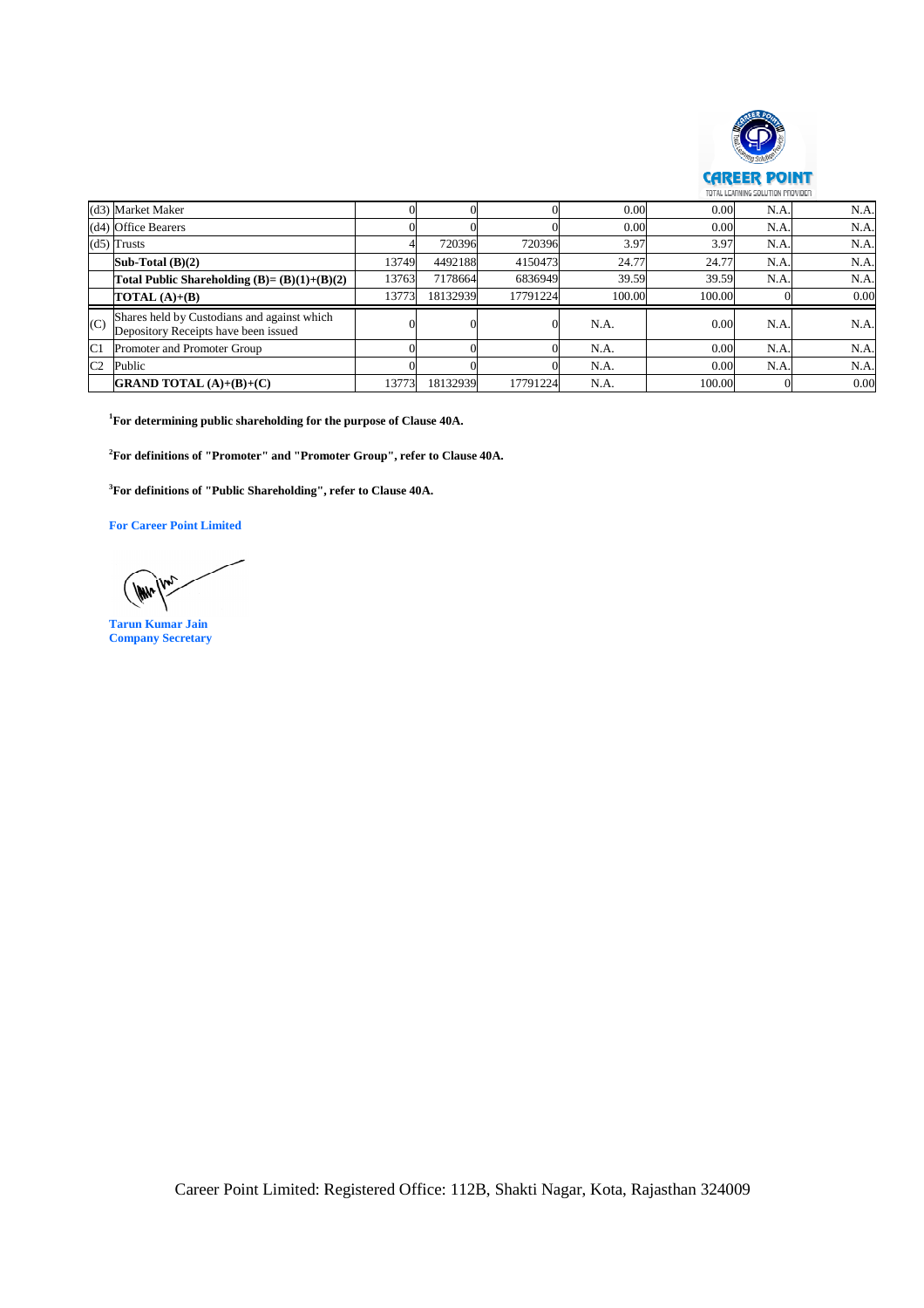| (d3) | Market Maker | 0 | 0 | 0 | 0.00 | 0.00 | N.A. | N.A. |
|---|---|---|---|---|---|---|---|---|
| (d4) | Office Bearers | 0 | 0 | 0 | 0.00 | 0.00 | N.A. | N.A. |
| (d5) | Trusts | 4 | 720396 | 720396 | 3.97 | 3.97 | N.A. | N.A. |
| | **Sub-Total (B)(2)** | 13749 | 4492188 | 4150473 | 24.77 | 24.77 | N.A. | N.A. |
| | **Total Public Shareholding (B)= (B)(1)+(B)(2)** | 13763 | 7178664 | 6836949 | 39.59 | 39.59 | N.A. | N.A. |
| | **TOTAL (A)+(B)** | 13773 | 18132939 | 17791224 | 100.00 | 100.00 | 0 | 0.00 |
| (C) | Shares held by Custodians and against which Depository Receipts have been issued | 0 | 0 | 0 | N.A. | 0.00 | N.A. | N.A. |
| C1 | Promoter and Promoter Group | 0 | 0 | 0 | N.A. | 0.00 | N.A. | N.A. |
| C2 | Public | 0 | 0 | 0 | N.A. | 0.00 | N.A. | N.A. |
| | **GRAND TOTAL (A)+(B)+(C)** | 13773 | 18132939 | 17791224 | N.A. | 100.00 | 0 | 0.00 |

[1]**For determining public shareholding for the purpose of Clause 40A.**

[2]**For definitions of "Promoter" and "Promoter Group", refer to Clause 40A.**

[3]**For definitions of "Public Shareholding", refer to Clause 40A.**

**For Career Point Limited**

**Tarun Kumar Jain**
**Company Secretary**

Career Point Limited: Registered Office: 112B, Shakti Nagar, Kota, Rajasthan 324009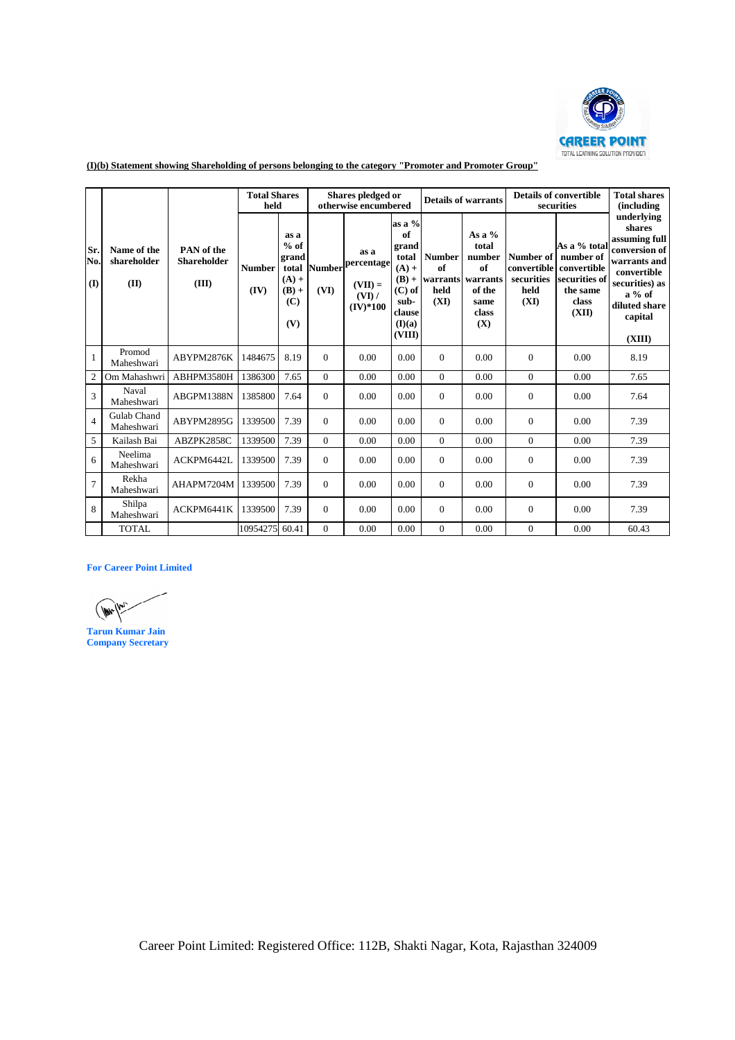**(I)(b) Statement showing Shareholding of persons belonging to the category "Promoter and Promoter Group"**

| Sr. No. (I) | Name of the shareholder (II) | PAN of the Shareholder (III) | Total Shares held | | Shares pledged or otherwise encumbered | | | Details of warrants | | Details of convertible securities | | Total shares (including underlying shares assuming full conversion of warrants and convertible securities) as a % of diluted share capital (XIII) |
|---|---|---|---|---|---|---|---|---|---|---|---|---|
| | | | Number (IV) | as a % of grand total (A) + (B) + (C) (V) | Number (VI) | as a percentage (VII) = (VI) / (IV)*100 | as a % of grand total (A) + (B) + (C) of sub-clause (I)(a) (VIII) | Number of warrants held (XI) | As a % total number of warrants of the same class (X) | Number of convertible securities held (XI) | As a % total number of convertible securities of the same class (XII) | |
| 1 | Promod Maheshwari | ABYPM2876K | 1484675 | 8.19 | 0 | 0.00 | 0.00 | 0 | 0.00 | 0 | 0.00 | 8.19 |
| 2 | Om Mahashwri | ABHPM3580H | 1386300 | 7.65 | 0 | 0.00 | 0.00 | 0 | 0.00 | 0 | 0.00 | 7.65 |
| 3 | Naval Maheshwari | ABGPM1388N | 1385800 | 7.64 | 0 | 0.00 | 0.00 | 0 | 0.00 | 0 | 0.00 | 7.64 |
| 4 | Gulab Chand Maheshwari | ABYPM2895G | 1339500 | 7.39 | 0 | 0.00 | 0.00 | 0 | 0.00 | 0 | 0.00 | 7.39 |
| 5 | Kailash Bai | ABZPK2858C | 1339500 | 7.39 | 0 | 0.00 | 0.00 | 0 | 0.00 | 0 | 0.00 | 7.39 |
| 6 | Neelima Maheshwari | ACKPM6442L | 1339500 | 7.39 | 0 | 0.00 | 0.00 | 0 | 0.00 | 0 | 0.00 | 7.39 |
| 7 | Rekha Maheshwari | AHAPM7204M | 1339500 | 7.39 | 0 | 0.00 | 0.00 | 0 | 0.00 | 0 | 0.00 | 7.39 |
| 8 | Shilpa Maheshwari | ACKPM6441K | 1339500 | 7.39 | 0 | 0.00 | 0.00 | 0 | 0.00 | 0 | 0.00 | 7.39 |
| | TOTAL | | 10954275 | 60.41 | 0 | 0.00 | 0.00 | 0 | 0.00 | 0 | 0.00 | 60.43 |

**For Career Point Limited**

**Tarun Kumar Jain**
**Company Secretary**

Career Point Limited: Registered Office: 112B, Shakti Nagar, Kota, Rajasthan 324009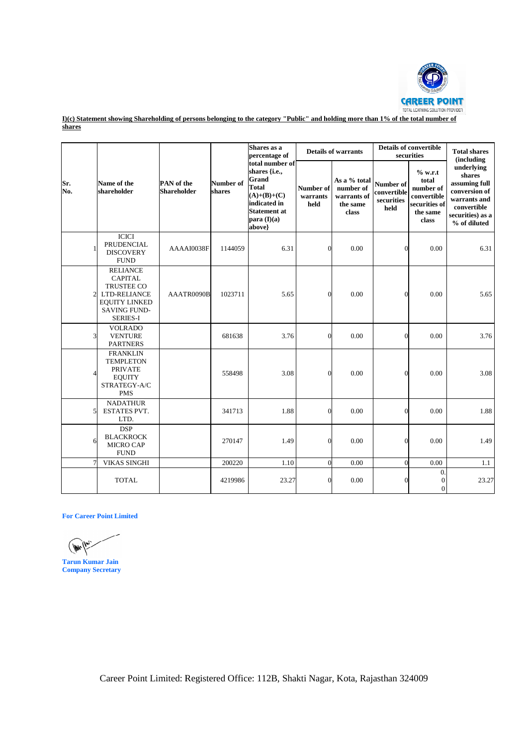**I)(c) Statement showing Shareholding of persons belonging to the category "Public" and holding more than 1% of the total number of shares**

| Sr. No. | Name of the shareholder | PAN of the Shareholder | Number of shares | Shares as a percentage of total number of shares {i.e., Grand Total (A)+(B)+(C) indicated in Statement at para (I)(a) above} | Details of warrants | | Details of convertible securities | | Total shares (including underlying shares assuming full conversion of warrants and convertible securities) as a % of diluted |
|---|---|---|---|---|---|---|---|---|---|
| | | | | | Number of warrants held | As a % total number of warrants of the same class | Number of convertible securities held | % w.r.t total number of convertible securities of the same class | |
| 1 | ICICI PRUDENCIAL DISCOVERY FUND | AAAAI0038F | 1144059 | 6.31 | 0 | 0.00 | 0 | 0.00 | 6.31 |
| 2 | RELIANCE CAPITAL TRUSTEE CO LTD-RELIANCE EQUITY LINKED SAVING FUND-SERIES-I | AAATR0090B | 1023711 | 5.65 | 0 | 0.00 | 0 | 0.00 | 5.65 |
| 3 | VOLRADO VENTURE PARTNERS | | 681638 | 3.76 | 0 | 0.00 | 0 | 0.00 | 3.76 |
| 4 | FRANKLIN TEMPLETON PRIVATE EQUITY STRATEGY-A/C PMS | | 558498 | 3.08 | 0 | 0.00 | 0 | 0.00 | 3.08 |
| 5 | NADATHUR ESTATES PVT. LTD. | | 341713 | 1.88 | 0 | 0.00 | 0 | 0.00 | 1.88 |
| 6 | DSP BLACKROCK MICRO CAP FUND | | 270147 | 1.49 | 0 | 0.00 | 0 | 0.00 | 1.49 |
| 7 | VIKAS SINGHI | | 200220 | 1.10 | 0 | 0.00 | 0 | 0.00 | 1.1 |
| | TOTAL | | 4219986 | 23.27 | 0 | 0.00 | 0 | 0.00 | 23.27 |

**For Career Point Limited**

**Tarun Kumar Jain**
**Company Secretary**

Career Point Limited: Registered Office: 112B, Shakti Nagar, Kota, Rajasthan 324009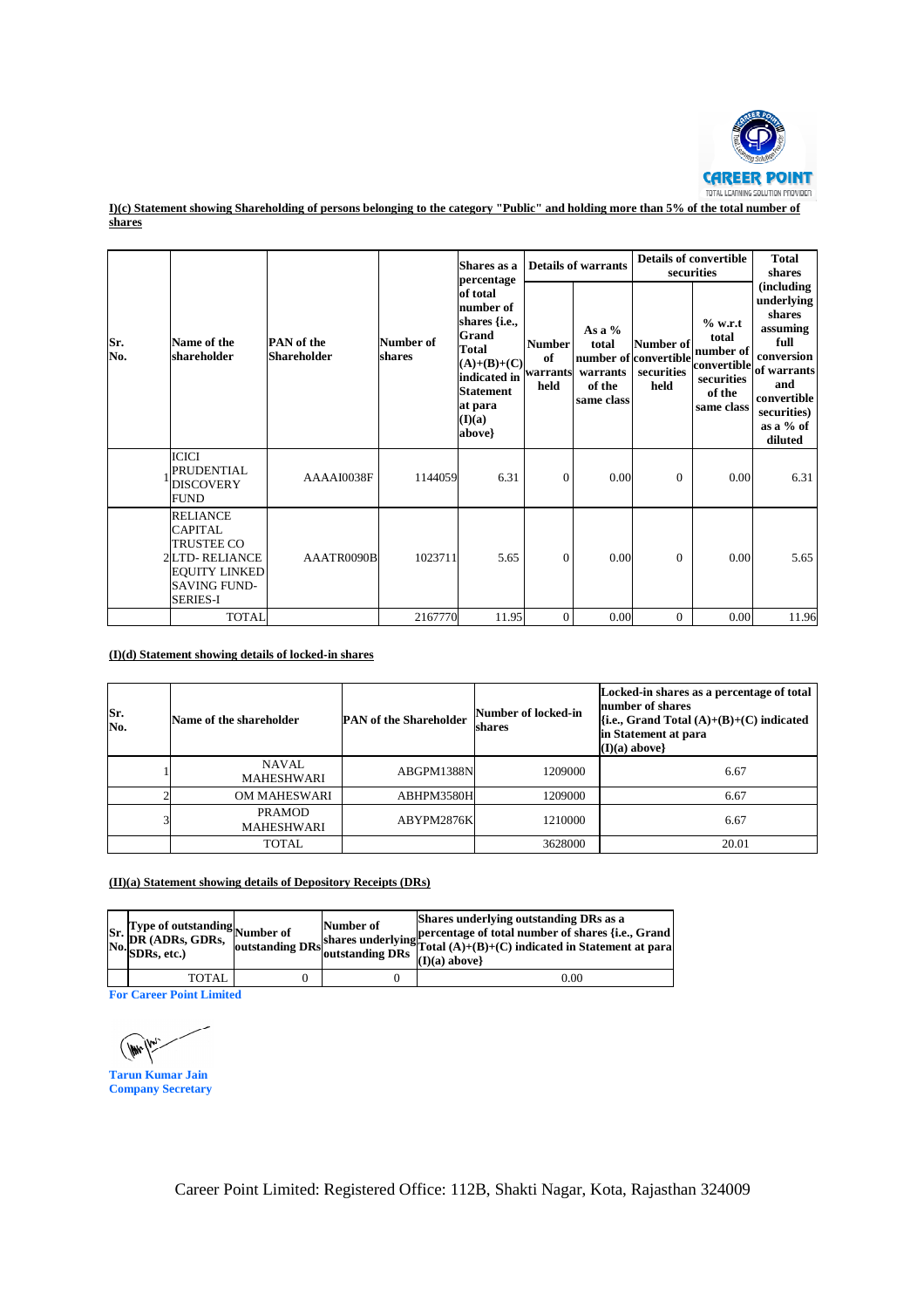**I)(c) Statement showing Shareholding of persons belonging to the category "Public" and holding more than 5% of the total number of shares**

| Sr. No. | Name of the shareholder | PAN of the Shareholder | Number of shares | Shares as a percentage of total number of shares {i.e., Grand Total (A)+(B)+(C) indicated in Statement at para (I)(a) above} | Details of warrants | | Details of convertible securities | | Total shares (including underlying shares assuming full conversion of warrants and convertible securities) as a % of diluted |
|---|---|---|---|---|---|---|---|---|---|
| | | | | | Number of warrants held | As a % total number of warrants of the same class | Number of convertible securities held | % w.r.t total number of convertible securities of the same class | |
| 1 | ICICI PRUDENTIAL DISCOVERY FUND | AAAAI0038F | 1144059 | 6.31 | 0 | 0.00 | 0 | 0.00 | 6.31 |
| 2 | RELIANCE CAPITAL TRUSTEE CO LTD- RELIANCE EQUITY LINKED SAVING FUND-SERIES-I | AAATR0090B | 1023711 | 5.65 | 0 | 0.00 | 0 | 0.00 | 5.65 |
| | TOTAL | | 2167770 | 11.95 | 0 | 0.00 | 0 | 0.00 | 11.96 |

**(I)(d) Statement showing details of locked-in shares**

| Sr. No. | Name of the shareholder | PAN of the Shareholder | Number of locked-in shares | Locked-in shares as a percentage of total number of shares {i.e., Grand Total (A)+(B)+(C) indicated in Statement at para (I)(a) above} |
|---|---|---|---|---|
| 1 | NAVAL MAHESHWARI | ABGPM1388N | 1209000 | 6.67 |
| 2 | OM MAHESWARI | ABHPM3580H | 1209000 | 6.67 |
| 3 | PRAMOD MAHESHWARI | ABYPM2876K | 1210000 | 6.67 |
| | TOTAL | | 3628000 | 20.01 |

**(II)(a) Statement showing details of Depository Receipts (DRs)**

| Sr. No. | Type of outstanding DR (ADRs, GDRs, SDRs, etc.) | Number of outstanding DRs | Number of shares underlying outstanding DRs | Shares underlying outstanding DRs as a percentage of total number of shares {i.e., Grand Total (A)+(B)+(C) indicated in Statement at para (I)(a) above} |
|---|---|---|---|---|
| | TOTAL | 0 | 0 | 0.00 |

**For Career Point Limited**

**Tarun Kumar Jain**
**Company Secretary**

Career Point Limited: Registered Office: 112B, Shakti Nagar, Kota, Rajasthan 324009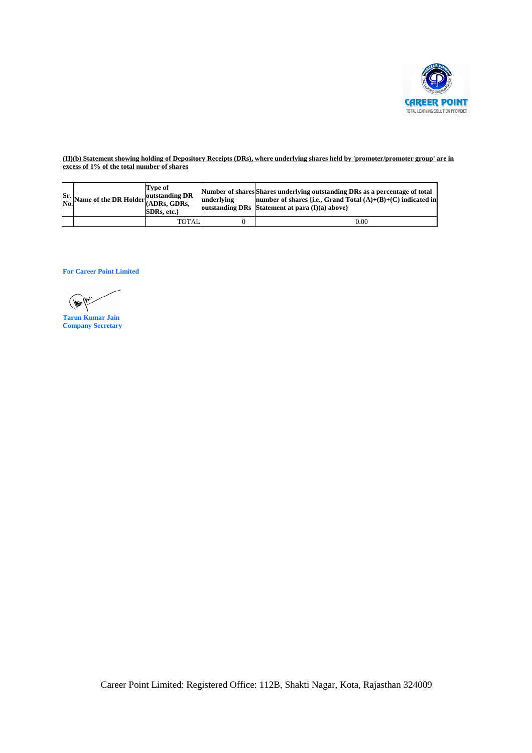**(II)(b) Statement showing holding of Depository Receipts (DRs), where underlying shares held by 'promoter/promoter group' are in excess of 1% of the total number of shares**

| Sr. No. | Name of the DR Holder | Type of outstanding DR (ADRs, GDRs, SDRs, etc.) | Number of shares underlying outstanding DRs | Shares underlying outstanding DRs as a percentage of total number of shares {i.e., Grand Total (A)+(B)+(C) indicated in Statement at para (I)(a) above} |
|---|---|---|---|---|
| | | TOTAL | 0 | 0.00 |

**For Career Point Limited**

**Tarun Kumar Jain**
**Company Secretary**

Career Point Limited: Registered Office: 112B, Shakti Nagar, Kota, Rajasthan 324009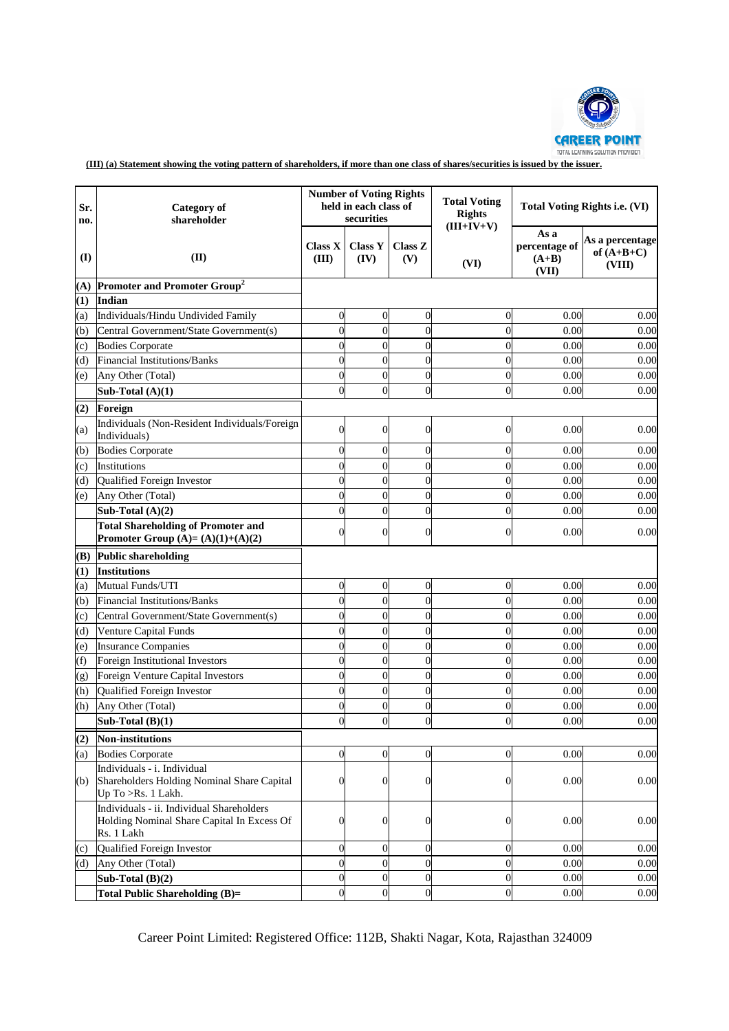**(III) (a) Statement showing the voting pattern of shareholders, if more than one class of shares/securities is issued by the issuer.**

| Sr. no. | Category of shareholder | Number of Voting Rights held in each class of securities | | | Total Voting Rights (III+IV+V) | Total Voting Rights i.e. (VI) | |
|---|---|---|---|---|---|---|---|
| | | Class X | Class Y | Class Z | | As a percentage of (A+B) | As a percentage of (A+B+C) |
| (I) | (II) | (III) | (IV) | (V) | (VI) | (VII) | (VIII) |
| (A) | **Promoter and Promoter Group[2]** | | | | | | |
| (1) | **Indian** | | | | | | |
| (a) | Individuals/Hindu Undivided Family | 0 | 0 | 0 | 0 | 0.00 | 0.00 |
| (b) | Central Government/State Government(s) | 0 | 0 | 0 | 0 | 0.00 | 0.00 |
| (c) | Bodies Corporate | 0 | 0 | 0 | 0 | 0.00 | 0.00 |
| (d) | Financial Institutions/Banks | 0 | 0 | 0 | 0 | 0.00 | 0.00 |
| (e) | Any Other (Total) | 0 | 0 | 0 | 0 | 0.00 | 0.00 |
| | **Sub-Total (A)(1)** | 0 | 0 | 0 | 0 | 0.00 | 0.00 |
| (2) | **Foreign** | | | | | | |
| (a) | Individuals (Non-Resident Individuals/Foreign Individuals) | 0 | 0 | 0 | 0 | 0.00 | 0.00 |
| (b) | Bodies Corporate | 0 | 0 | 0 | 0 | 0.00 | 0.00 |
| (c) | Institutions | 0 | 0 | 0 | 0 | 0.00 | 0.00 |
| (d) | Qualified Foreign Investor | 0 | 0 | 0 | 0 | 0.00 | 0.00 |
| (e) | Any Other (Total) | 0 | 0 | 0 | 0 | 0.00 | 0.00 |
| | **Sub-Total (A)(2)** | 0 | 0 | 0 | 0 | 0.00 | 0.00 |
| | **Total Shareholding of Promoter and Promoter Group (A)= (A)(1)+(A)(2)** | 0 | 0 | 0 | 0 | 0.00 | 0.00 |
| (B) | **Public shareholding** | | | | | | |
| (1) | **Institutions** | | | | | | |
| (a) | Mutual Funds/UTI | 0 | 0 | 0 | 0 | 0.00 | 0.00 |
| (b) | Financial Institutions/Banks | 0 | 0 | 0 | 0 | 0.00 | 0.00 |
| (c) | Central Government/State Government(s) | 0 | 0 | 0 | 0 | 0.00 | 0.00 |
| (d) | Venture Capital Funds | 0 | 0 | 0 | 0 | 0.00 | 0.00 |
| (e) | Insurance Companies | 0 | 0 | 0 | 0 | 0.00 | 0.00 |
| (f) | Foreign Institutional Investors | 0 | 0 | 0 | 0 | 0.00 | 0.00 |
| (g) | Foreign Venture Capital Investors | 0 | 0 | 0 | 0 | 0.00 | 0.00 |
| (h) | Qualified Foreign Investor | 0 | 0 | 0 | 0 | 0.00 | 0.00 |
| (h) | Any Other (Total) | 0 | 0 | 0 | 0 | 0.00 | 0.00 |
| | **Sub-Total (B)(1)** | 0 | 0 | 0 | 0 | 0.00 | 0.00 |
| (2) | **Non-institutions** | | | | | | |
| (a) | Bodies Corporate | 0 | 0 | 0 | 0 | 0.00 | 0.00 |
| (b) | Individuals - i. Individual Shareholders Holding Nominal Share Capital Up To >Rs. 1 Lakh. | 0 | 0 | 0 | 0 | 0.00 | 0.00 |
| | Individuals - ii. Individual Shareholders Holding Nominal Share Capital In Excess Of Rs. 1 Lakh | 0 | 0 | 0 | 0 | 0.00 | 0.00 |
| (c) | Qualified Foreign Investor | 0 | 0 | 0 | 0 | 0.00 | 0.00 |
| (d) | Any Other (Total) | 0 | 0 | 0 | 0 | 0.00 | 0.00 |
| | **Sub-Total (B)(2)** | 0 | 0 | 0 | 0 | 0.00 | 0.00 |
| | **Total Public Shareholding (B)=** | 0 | 0 | 0 | 0 | 0.00 | 0.00 |

Career Point Limited: Registered Office: 112B, Shakti Nagar, Kota, Rajasthan 324009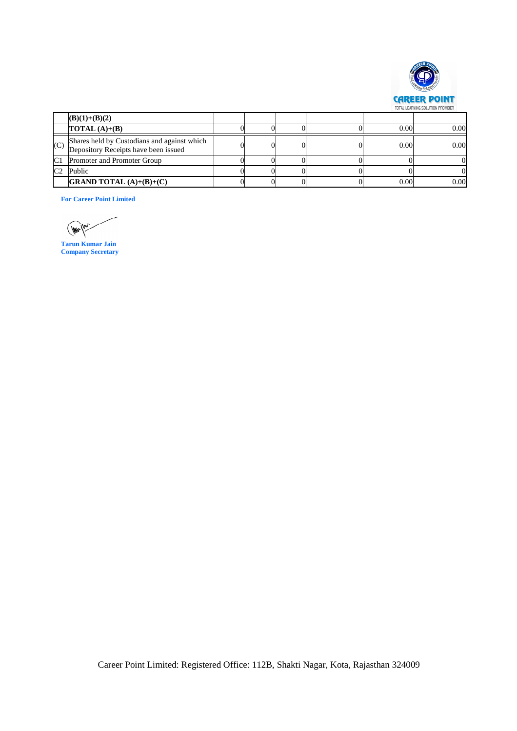| | | | | | | | |
|---|---|---|---|---|---|---|---|
| | **(B)(1)+(B)(2)** | | | | | | |
| | **TOTAL (A)+(B)** | 0 | 0 | 0 | 0 | 0.00 | 0.00 |
| (C) | Shares held by Custodians and against which Depository Receipts have been issued | 0 | 0 | 0 | 0 | 0.00 | 0.00 |
| C1 | Promoter and Promoter Group | 0 | 0 | 0 | 0 | 0 | 0 |
| C2 | Public | 0 | 0 | 0 | 0 | 0 | 0 |
| | **GRAND TOTAL (A)+(B)+(C)** | 0 | 0 | 0 | 0 | 0.00 | 0.00 |

**For Career Point Limited**

**Tarun Kumar Jain**
**Company Secretary**

Career Point Limited: Registered Office: 112B, Shakti Nagar, Kota, Rajasthan 324009